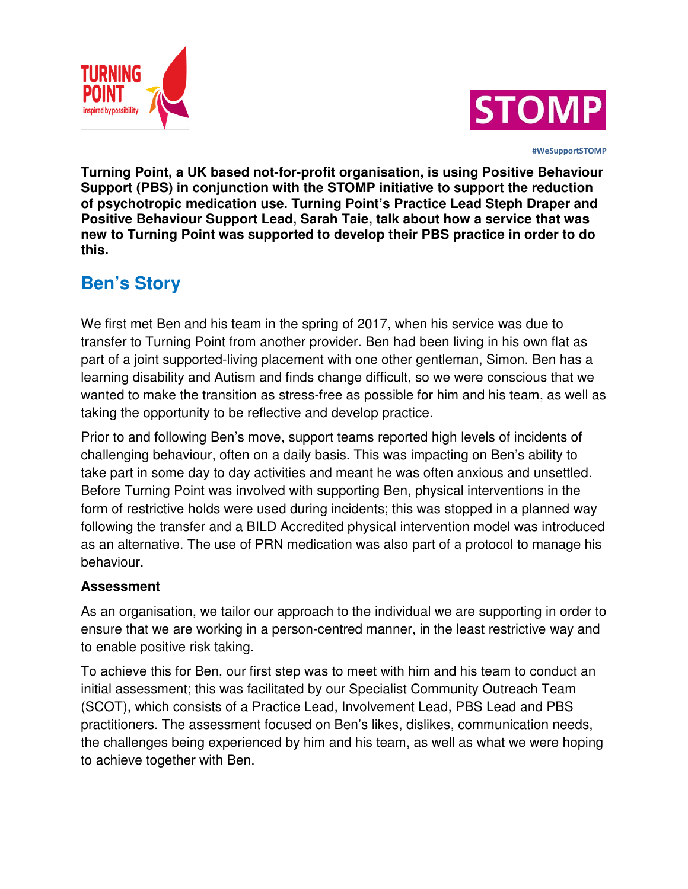#WeSupportSTOMP

**Turning Point, a UK based not-for-profit organisation, is using Positive Behaviour Support (PBS) in conjunction with the STOMP initiative to support the reduction of psychotropic medication use. Turning Point's Practice Lead Steph Draper and Positive Behaviour Support Lead, Sarah Taie, talk about how a service that was new to Turning Point was supported to develop their PBS practice in order to do this.**

## Ben's Story

We first met Ben and his team in the spring of 2017, when his service was due to transfer to Turning Point from another provider. Ben had been living in his own flat as part of a joint supported-living placement with one other gentleman, Simon. Ben has a learning disability and Autism and finds change difficult, so we were conscious that we wanted to make the transition as stress-free as possible for him and his team, as well as taking the opportunity to be reflective and develop practice.

Prior to and following Ben's move, support teams reported high levels of incidents of challenging behaviour, often on a daily basis. This was impacting on Ben's ability to take part in some day to day activities and meant he was often anxious and unsettled. Before Turning Point was involved with supporting Ben, physical interventions in the form of restrictive holds were used during incidents; this was stopped in a planned way following the transfer and a BILD Accredited physical intervention model was introduced as an alternative. The use of PRN medication was also part of a protocol to manage his behaviour.

### Assessment

As an organisation, we tailor our approach to the individual we are supporting in order to ensure that we are working in a person-centred manner, in the least restrictive way and to enable positive risk taking.

To achieve this for Ben, our first step was to meet with him and his team to conduct an initial assessment; this was facilitated by our Specialist Community Outreach Team (SCOT), which consists of a Practice Lead, Involvement Lead, PBS Lead and PBS practitioners. The assessment focused on Ben's likes, dislikes, communication needs, the challenges being experienced by him and his team, as well as what we were hoping to achieve together with Ben.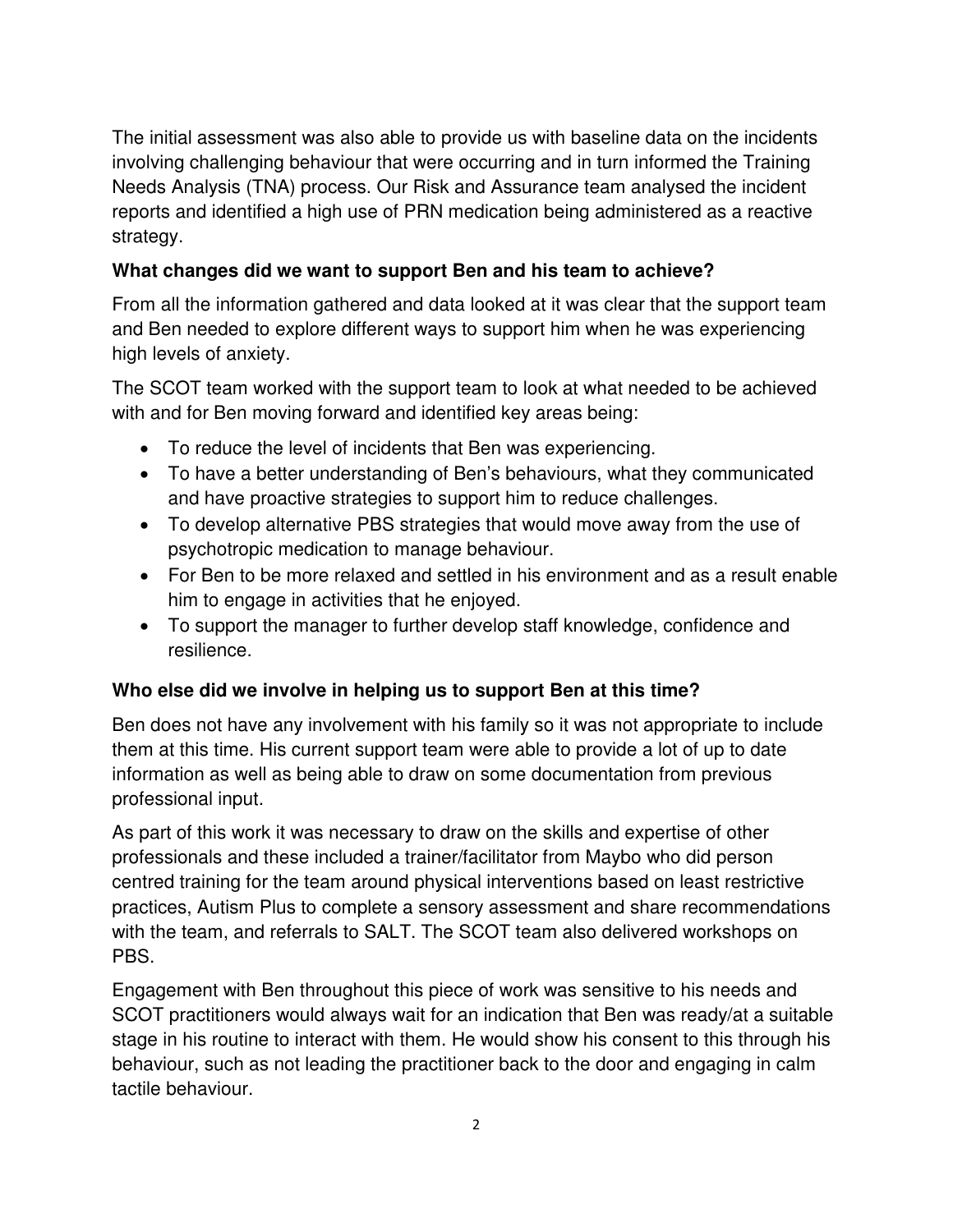The initial assessment was also able to provide us with baseline data on the incidents involving challenging behaviour that were occurring and in turn informed the Training Needs Analysis (TNA) process. Our Risk and Assurance team analysed the incident reports and identified a high use of PRN medication being administered as a reactive strategy.

**What changes did we want to support Ben and his team to achieve?**

From all the information gathered and data looked at it was clear that the support team and Ben needed to explore different ways to support him when he was experiencing high levels of anxiety.

The SCOT team worked with the support team to look at what needed to be achieved with and for Ben moving forward and identified key areas being:

- To reduce the level of incidents that Ben was experiencing.
- To have a better understanding of Ben's behaviours, what they communicated and have proactive strategies to support him to reduce challenges.
- To develop alternative PBS strategies that would move away from the use of psychotropic medication to manage behaviour.
- For Ben to be more relaxed and settled in his environment and as a result enable him to engage in activities that he enjoyed.
- To support the manager to further develop staff knowledge, confidence and resilience.

**Who else did we involve in helping us to support Ben at this time?**

Ben does not have any involvement with his family so it was not appropriate to include them at this time. His current support team were able to provide a lot of up to date information as well as being able to draw on some documentation from previous professional input.

As part of this work it was necessary to draw on the skills and expertise of other professionals and these included a trainer/facilitator from Maybo who did person centred training for the team around physical interventions based on least restrictive practices, Autism Plus to complete a sensory assessment and share recommendations with the team, and referrals to SALT. The SCOT team also delivered workshops on PBS.

Engagement with Ben throughout this piece of work was sensitive to his needs and SCOT practitioners would always wait for an indication that Ben was ready/at a suitable stage in his routine to interact with them. He would show his consent to this through his behaviour, such as not leading the practitioner back to the door and engaging in calm tactile behaviour.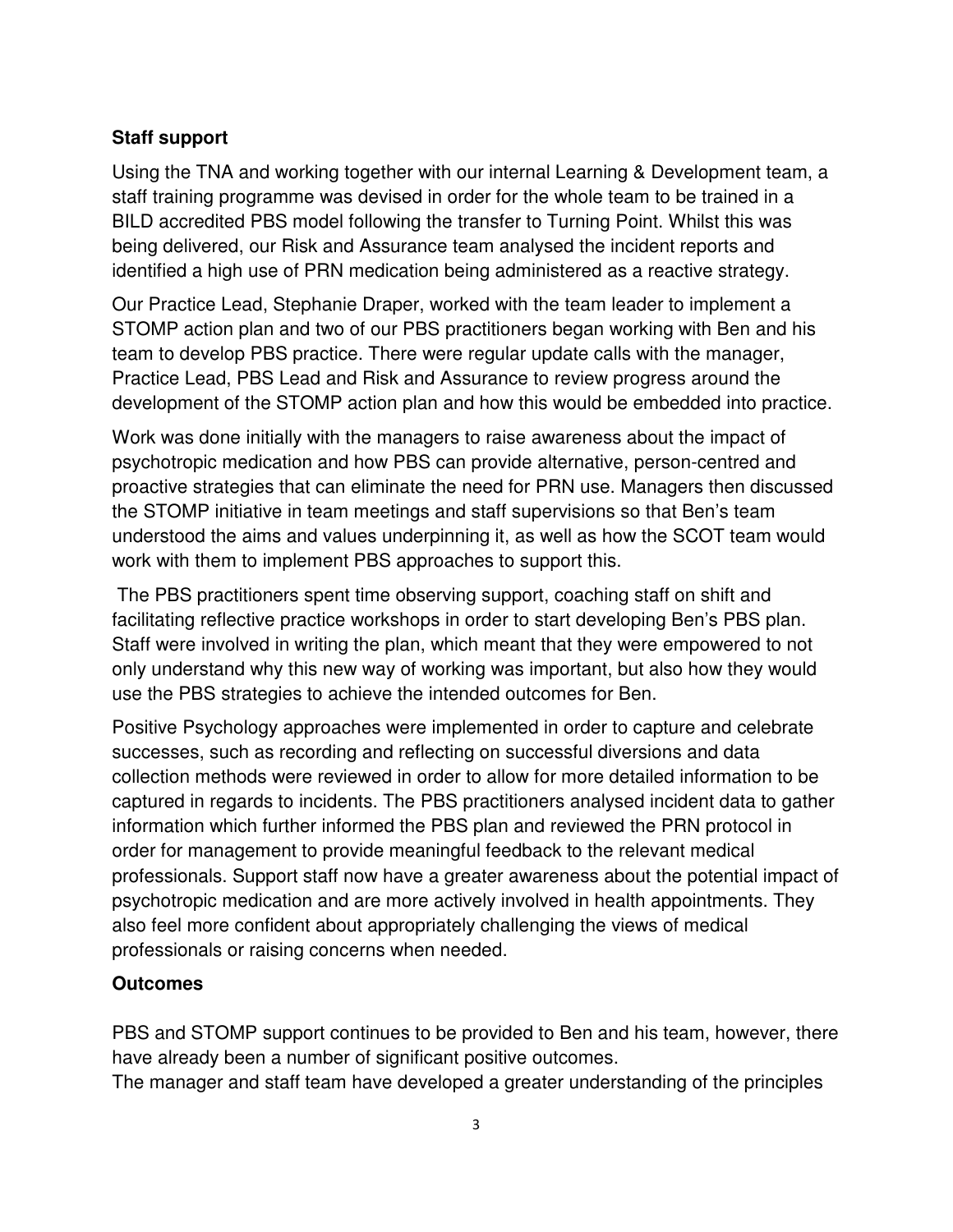**Staff support**

Using the TNA and working together with our internal Learning & Development team, a staff training programme was devised in order for the whole team to be trained in a BILD accredited PBS model following the transfer to Turning Point. Whilst this was being delivered, our Risk and Assurance team analysed the incident reports and identified a high use of PRN medication being administered as a reactive strategy.

Our Practice Lead, Stephanie Draper, worked with the team leader to implement a STOMP action plan and two of our PBS practitioners began working with Ben and his team to develop PBS practice. There were regular update calls with the manager, Practice Lead, PBS Lead and Risk and Assurance to review progress around the development of the STOMP action plan and how this would be embedded into practice.

Work was done initially with the managers to raise awareness about the impact of psychotropic medication and how PBS can provide alternative, person-centred and proactive strategies that can eliminate the need for PRN use. Managers then discussed the STOMP initiative in team meetings and staff supervisions so that Ben's team understood the aims and values underpinning it, as well as how the SCOT team would work with them to implement PBS approaches to support this.

The PBS practitioners spent time observing support, coaching staff on shift and facilitating reflective practice workshops in order to start developing Ben's PBS plan. Staff were involved in writing the plan, which meant that they were empowered to not only understand why this new way of working was important, but also how they would use the PBS strategies to achieve the intended outcomes for Ben.

Positive Psychology approaches were implemented in order to capture and celebrate successes, such as recording and reflecting on successful diversions and data collection methods were reviewed in order to allow for more detailed information to be captured in regards to incidents. The PBS practitioners analysed incident data to gather information which further informed the PBS plan and reviewed the PRN protocol in order for management to provide meaningful feedback to the relevant medical professionals. Support staff now have a greater awareness about the potential impact of psychotropic medication and are more actively involved in health appointments. They also feel more confident about appropriately challenging the views of medical professionals or raising concerns when needed.

**Outcomes**

PBS and STOMP support continues to be provided to Ben and his team, however, there have already been a number of significant positive outcomes.

The manager and staff team have developed a greater understanding of the principles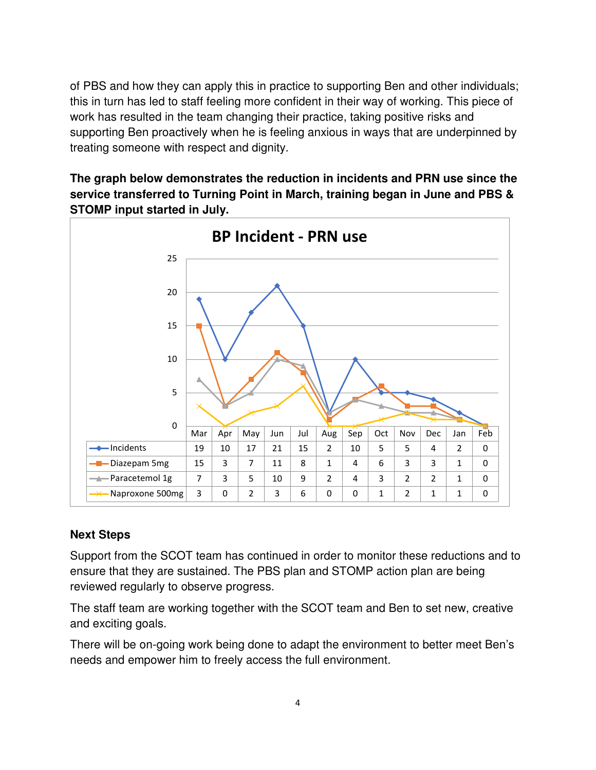of PBS and how they can apply this in practice to supporting Ben and other individuals; this in turn has led to staff feeling more confident in their way of working. This piece of work has resulted in the team changing their practice, taking positive risks and supporting Ben proactively when he is feeling anxious in ways that are underpinned by treating someone with respect and dignity.

**The graph below demonstrates the reduction in incidents and PRN use since the service transferred to Turning Point in March, training began in June and PBS & STOMP input started in July.**

**BP Incident - PRN use**

| | Mar | Apr | May | Jun | Jul | Aug | Sep | Oct | Nov | Dec | Jan | Feb |
|---|---|---|---|---|---|---|---|---|---|---|---|---|
| Incidents | 19 | 10 | 17 | 21 | 15 | 2 | 10 | 5 | 5 | 4 | 2 | 0 |
| Diazepam 5mg | 15 | 3 | 7 | 11 | 8 | 1 | 4 | 6 | 3 | 3 | 1 | 0 |
| Paracetemol 1g | 7 | 3 | 5 | 10 | 9 | 2 | 4 | 3 | 2 | 2 | 1 | 0 |
| Naproxone 500mg | 3 | 0 | 2 | 3 | 6 | 0 | 0 | 1 | 2 | 1 | 1 | 0 |

## Next Steps

Support from the SCOT team has continued in order to monitor these reductions and to ensure that they are sustained. The PBS plan and STOMP action plan are being reviewed regularly to observe progress.

The staff team are working together with the SCOT team and Ben to set new, creative and exciting goals.

There will be on-going work being done to adapt the environment to better meet Ben's needs and empower him to freely access the full environment.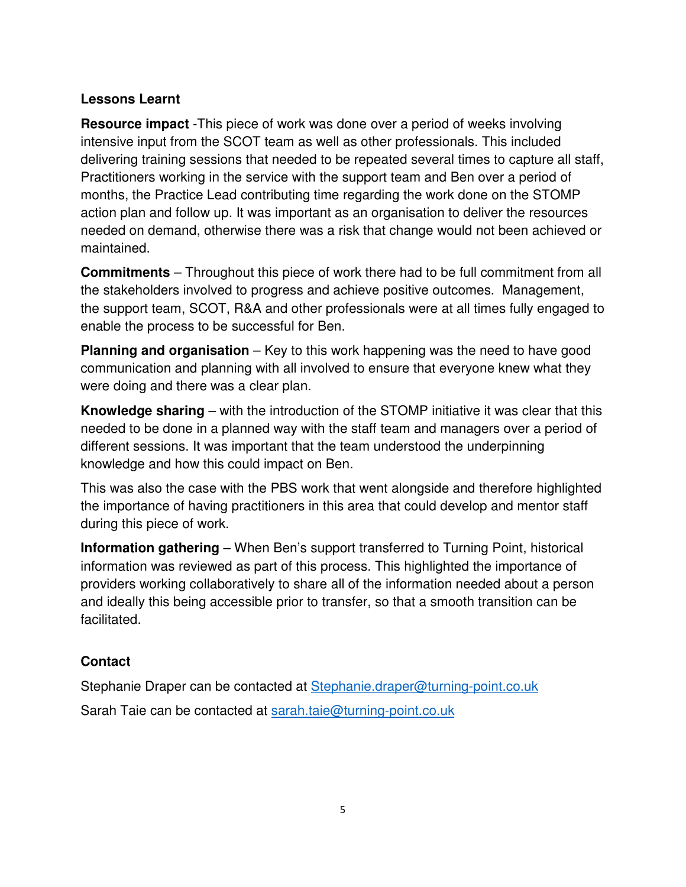### Lessons Learnt

**Resource impact** -This piece of work was done over a period of weeks involving intensive input from the SCOT team as well as other professionals. This included delivering training sessions that needed to be repeated several times to capture all staff, Practitioners working in the service with the support team and Ben over a period of months, the Practice Lead contributing time regarding the work done on the STOMP action plan and follow up. It was important as an organisation to deliver the resources needed on demand, otherwise there was a risk that change would not been achieved or maintained.

**Commitments** – Throughout this piece of work there had to be full commitment from all the stakeholders involved to progress and achieve positive outcomes. Management, the support team, SCOT, R&A and other professionals were at all times fully engaged to enable the process to be successful for Ben.

**Planning and organisation** – Key to this work happening was the need to have good communication and planning with all involved to ensure that everyone knew what they were doing and there was a clear plan.

**Knowledge sharing** – with the introduction of the STOMP initiative it was clear that this needed to be done in a planned way with the staff team and managers over a period of different sessions. It was important that the team understood the underpinning knowledge and how this could impact on Ben.

This was also the case with the PBS work that went alongside and therefore highlighted the importance of having practitioners in this area that could develop and mentor staff during this piece of work.

**Information gathering** – When Ben's support transferred to Turning Point, historical information was reviewed as part of this process. This highlighted the importance of providers working collaboratively to share all of the information needed about a person and ideally this being accessible prior to transfer, so that a smooth transition can be facilitated.

### Contact

Stephanie Draper can be contacted at Stephanie.draper@turning-point.co.uk

Sarah Taie can be contacted at sarah.taie@turning-point.co.uk